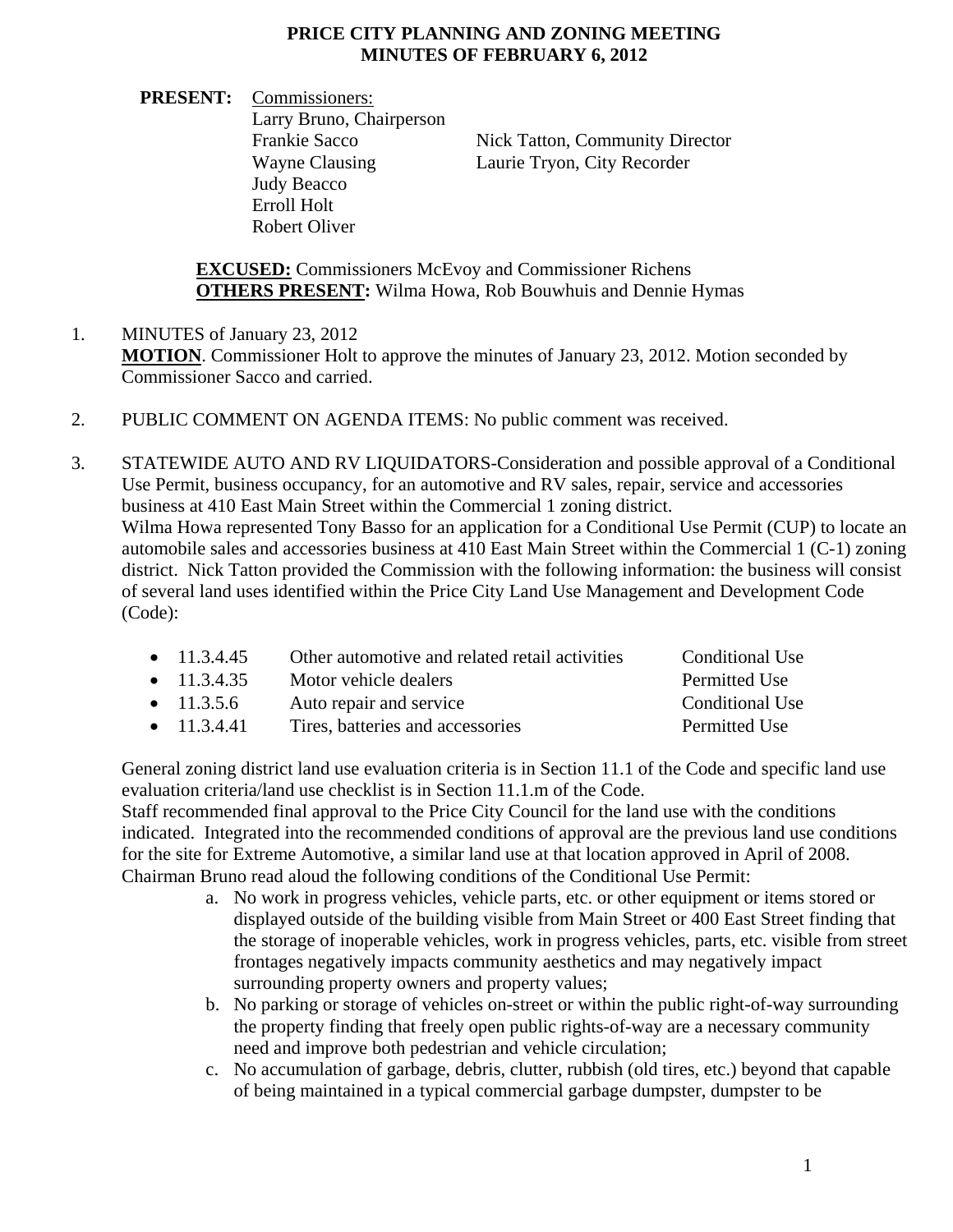# PRICE CITY PLANNING AND ZONING MEETING
## MINUTES OF FEBRUARY 6, 2012

**PRESENT:** Commissioners:
Larry Bruno, Chairperson
Frankie Sacco
Wayne Clausing
Judy Beacco
Erroll Holt
Robert Oliver

Nick Tatton, Community Director
Laurie Tryon, City Recorder

**EXCUSED:** Commissioners McEvoy and Commissioner Richens
**OTHERS PRESENT:** Wilma Howa, Rob Bouwhuis and Dennie Hymas

1. MINUTES of January 23, 2012
**MOTION**. Commissioner Holt to approve the minutes of January 23, 2012. Motion seconded by Commissioner Sacco and carried.

2. PUBLIC COMMENT ON AGENDA ITEMS: No public comment was received.

3. STATEWIDE AUTO AND RV LIQUIDATORS-Consideration and possible approval of a Conditional Use Permit, business occupancy, for an automotive and RV sales, repair, service and accessories business at 410 East Main Street within the Commercial 1 zoning district.
Wilma Howa represented Tony Basso for an application for a Conditional Use Permit (CUP) to locate an automobile sales and accessories business at 410 East Main Street within the Commercial 1 (C-1) zoning district. Nick Tatton provided the Commission with the following information: the business will consist of several land uses identified within the Price City Land Use Management and Development Code (Code):

- 11.3.4.45 Other automotive and related retail activities Conditional Use
- 11.3.4.35 Motor vehicle dealers Permitted Use
- 11.3.5.6 Auto repair and service Conditional Use
- 11.3.4.41 Tires, batteries and accessories Permitted Use

General zoning district land use evaluation criteria is in Section 11.1 of the Code and specific land use evaluation criteria/land use checklist is in Section 11.1.m of the Code.
Staff recommended final approval to the Price City Council for the land use with the conditions indicated. Integrated into the recommended conditions of approval are the previous land use conditions for the site for Extreme Automotive, a similar land use at that location approved in April of 2008.
Chairman Bruno read aloud the following conditions of the Conditional Use Permit:

a. No work in progress vehicles, vehicle parts, etc. or other equipment or items stored or displayed outside of the building visible from Main Street or 400 East Street finding that the storage of inoperable vehicles, work in progress vehicles, parts, etc. visible from street frontages negatively impacts community aesthetics and may negatively impact surrounding property owners and property values;
b. No parking or storage of vehicles on-street or within the public right-of-way surrounding the property finding that freely open public rights-of-way are a necessary community need and improve both pedestrian and vehicle circulation;
c. No accumulation of garbage, debris, clutter, rubbish (old tires, etc.) beyond that capable of being maintained in a typical commercial garbage dumpster, dumpster to be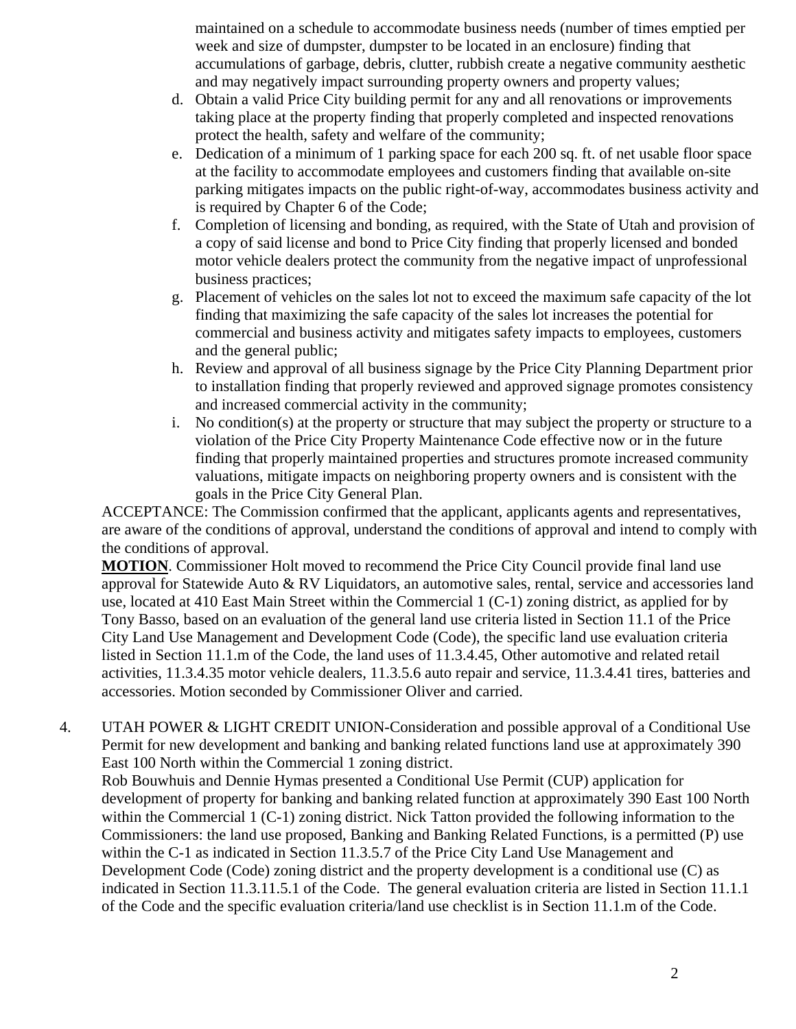maintained on a schedule to accommodate business needs (number of times emptied per week and size of dumpster, dumpster to be located in an enclosure) finding that accumulations of garbage, debris, clutter, rubbish create a negative community aesthetic and may negatively impact surrounding property owners and property values;

d. Obtain a valid Price City building permit for any and all renovations or improvements taking place at the property finding that properly completed and inspected renovations protect the health, safety and welfare of the community;
e. Dedication of a minimum of 1 parking space for each 200 sq. ft. of net usable floor space at the facility to accommodate employees and customers finding that available on-site parking mitigates impacts on the public right-of-way, accommodates business activity and is required by Chapter 6 of the Code;
f. Completion of licensing and bonding, as required, with the State of Utah and provision of a copy of said license and bond to Price City finding that properly licensed and bonded motor vehicle dealers protect the community from the negative impact of unprofessional business practices;
g. Placement of vehicles on the sales lot not to exceed the maximum safe capacity of the lot finding that maximizing the safe capacity of the sales lot increases the potential for commercial and business activity and mitigates safety impacts to employees, customers and the general public;
h. Review and approval of all business signage by the Price City Planning Department prior to installation finding that properly reviewed and approved signage promotes consistency and increased commercial activity in the community;
i. No condition(s) at the property or structure that may subject the property or structure to a violation of the Price City Property Maintenance Code effective now or in the future finding that properly maintained properties and structures promote increased community valuations, mitigate impacts on neighboring property owners and is consistent with the goals in the Price City General Plan.

ACCEPTANCE: The Commission confirmed that the applicant, applicants agents and representatives, are aware of the conditions of approval, understand the conditions of approval and intend to comply with the conditions of approval.

**MOTION**. Commissioner Holt moved to recommend the Price City Council provide final land use approval for Statewide Auto & RV Liquidators, an automotive sales, rental, service and accessories land use, located at 410 East Main Street within the Commercial 1 (C-1) zoning district, as applied for by Tony Basso, based on an evaluation of the general land use criteria listed in Section 11.1 of the Price City Land Use Management and Development Code (Code), the specific land use evaluation criteria listed in Section 11.1.m of the Code, the land uses of 11.3.4.45, Other automotive and related retail activities, 11.3.4.35 motor vehicle dealers, 11.3.5.6 auto repair and service, 11.3.4.41 tires, batteries and accessories. Motion seconded by Commissioner Oliver and carried.

4. UTAH POWER & LIGHT CREDIT UNION-Consideration and possible approval of a Conditional Use Permit for new development and banking and banking related functions land use at approximately 390 East 100 North within the Commercial 1 zoning district.
Rob Bouwhuis and Dennie Hymas presented a Conditional Use Permit (CUP) application for development of property for banking and banking related function at approximately 390 East 100 North within the Commercial 1 (C-1) zoning district. Nick Tatton provided the following information to the Commissioners: the land use proposed, Banking and Banking Related Functions, is a permitted (P) use within the C-1 as indicated in Section 11.3.5.7 of the Price City Land Use Management and Development Code (Code) zoning district and the property development is a conditional use (C) as indicated in Section 11.3.11.5.1 of the Code. The general evaluation criteria are listed in Section 11.1.1 of the Code and the specific evaluation criteria/land use checklist is in Section 11.1.m of the Code.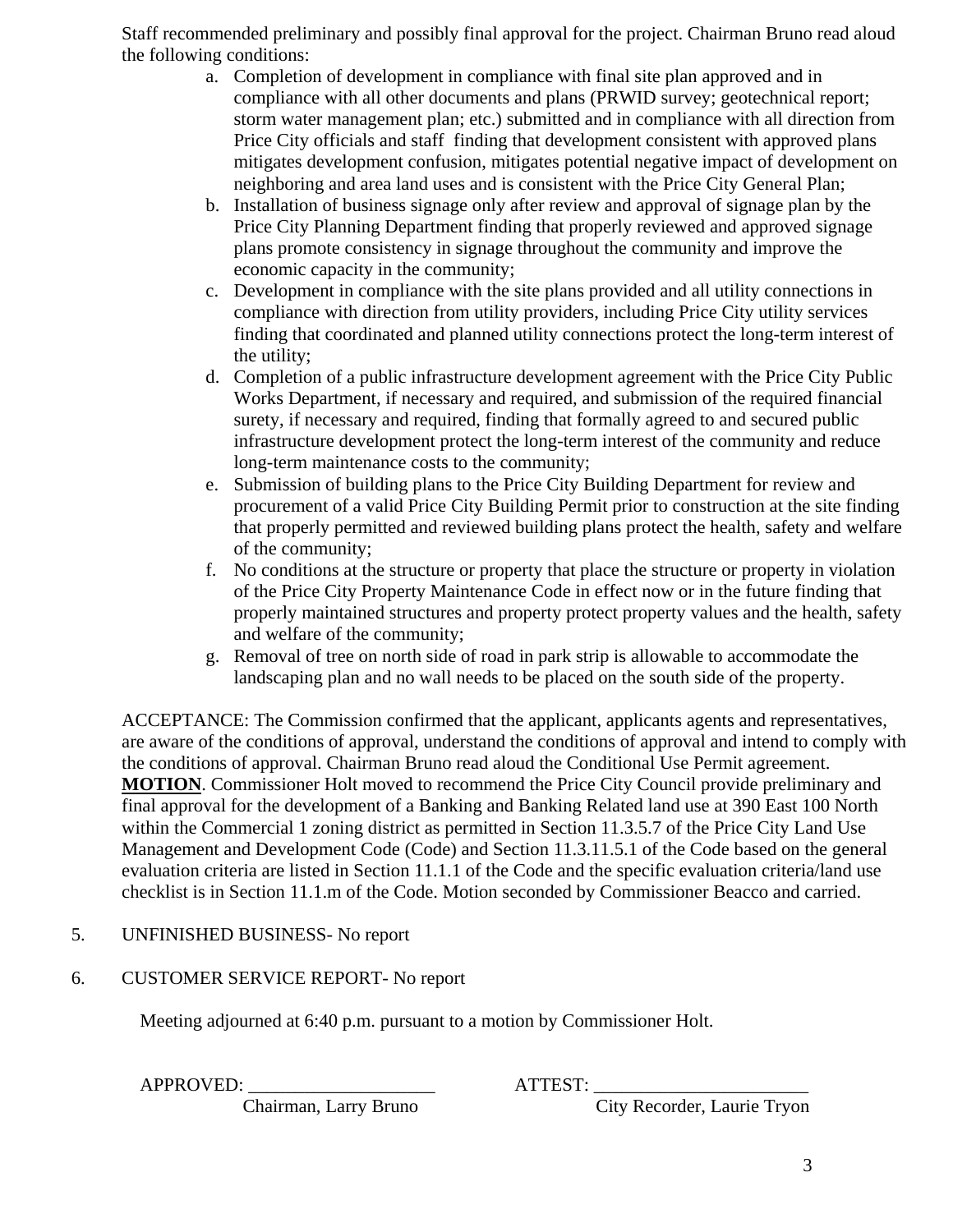Staff recommended preliminary and possibly final approval for the project. Chairman Bruno read aloud the following conditions:

a. Completion of development in compliance with final site plan approved and in compliance with all other documents and plans (PRWID survey; geotechnical report; storm water management plan; etc.) submitted and in compliance with all direction from Price City officials and staff finding that development consistent with approved plans mitigates development confusion, mitigates potential negative impact of development on neighboring and area land uses and is consistent with the Price City General Plan;
b. Installation of business signage only after review and approval of signage plan by the Price City Planning Department finding that properly reviewed and approved signage plans promote consistency in signage throughout the community and improve the economic capacity in the community;
c. Development in compliance with the site plans provided and all utility connections in compliance with direction from utility providers, including Price City utility services finding that coordinated and planned utility connections protect the long-term interest of the utility;
d. Completion of a public infrastructure development agreement with the Price City Public Works Department, if necessary and required, and submission of the required financial surety, if necessary and required, finding that formally agreed to and secured public infrastructure development protect the long-term interest of the community and reduce long-term maintenance costs to the community;
e. Submission of building plans to the Price City Building Department for review and procurement of a valid Price City Building Permit prior to construction at the site finding that properly permitted and reviewed building plans protect the health, safety and welfare of the community;
f. No conditions at the structure or property that place the structure or property in violation of the Price City Property Maintenance Code in effect now or in the future finding that properly maintained structures and property protect property values and the health, safety and welfare of the community;
g. Removal of tree on north side of road in park strip is allowable to accommodate the landscaping plan and no wall needs to be placed on the south side of the property.

ACCEPTANCE: The Commission confirmed that the applicant, applicants agents and representatives, are aware of the conditions of approval, understand the conditions of approval and intend to comply with the conditions of approval. Chairman Bruno read aloud the Conditional Use Permit agreement. **MOTION**. Commissioner Holt moved to recommend the Price City Council provide preliminary and final approval for the development of a Banking and Banking Related land use at 390 East 100 North within the Commercial 1 zoning district as permitted in Section 11.3.5.7 of the Price City Land Use Management and Development Code (Code) and Section 11.3.11.5.1 of the Code based on the general evaluation criteria are listed in Section 11.1.1 of the Code and the specific evaluation criteria/land use checklist is in Section 11.1.m of the Code. Motion seconded by Commissioner Beacco and carried.

5. UNFINISHED BUSINESS- No report

6. CUSTOMER SERVICE REPORT- No report

Meeting adjourned at 6:40 p.m. pursuant to a motion by Commissioner Holt.

APPROVED: ____________________ ATTEST: _______________________

Chairman, Larry Bruno City Recorder, Laurie Tryon